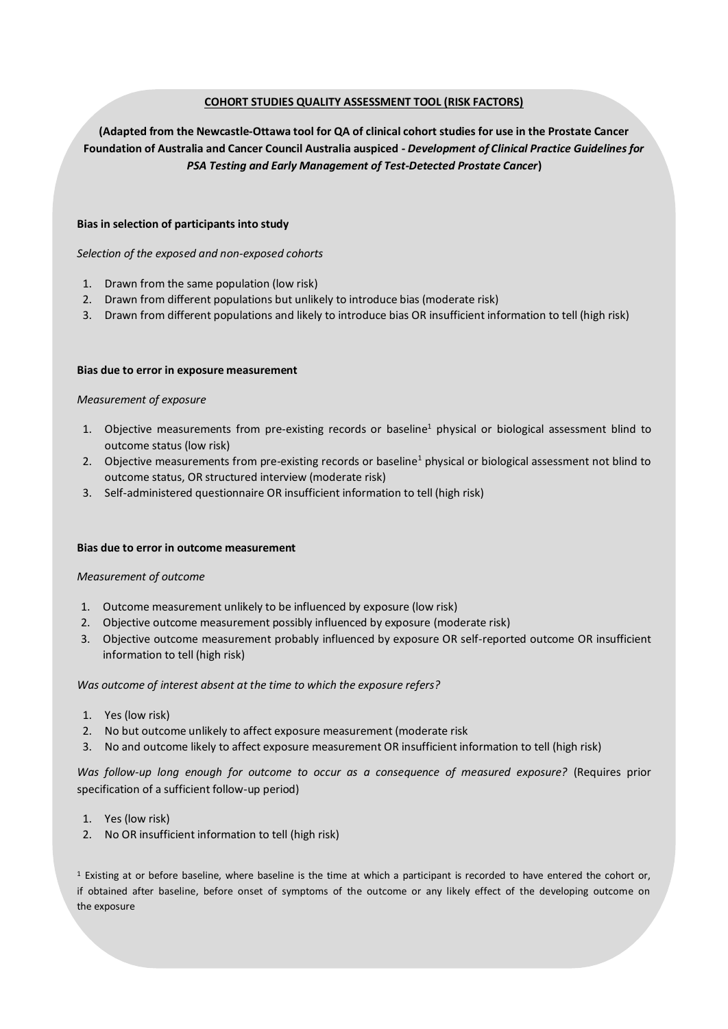**COHORT STUDIES QUALITY ASSESSMENT TOOL (RISK FACTORS)**

**(Adapted from the Newcastle-Ottawa tool for QA of clinical cohort studies for use in the Prostate Cancer Foundation of Australia and Cancer Council Australia auspiced - *Development of Clinical Practice Guidelines for PSA Testing and Early Management of Test-Detected Prostate Cancer*)**

**Bias in selection of participants into study**

*Selection of the exposed and non-exposed cohorts*

1. Drawn from the same population (low risk)
2. Drawn from different populations but unlikely to introduce bias (moderate risk)
3. Drawn from different populations and likely to introduce bias OR insufficient information to tell (high risk)

**Bias due to error in exposure measurement**

*Measurement of exposure*

1. Objective measurements from pre-existing records or baseline[1] physical or biological assessment blind to outcome status (low risk)
2. Objective measurements from pre-existing records or baseline[1] physical or biological assessment not blind to outcome status, OR structured interview (moderate risk)
3. Self-administered questionnaire OR insufficient information to tell (high risk)

**Bias due to error in outcome measurement**

*Measurement of outcome*

1. Outcome measurement unlikely to be influenced by exposure (low risk)
2. Objective outcome measurement possibly influenced by exposure (moderate risk)
3. Objective outcome measurement probably influenced by exposure OR self-reported outcome OR insufficient information to tell (high risk)

*Was outcome of interest absent at the time to which the exposure refers?*

1. Yes (low risk)
2. No but outcome unlikely to affect exposure measurement (moderate risk
3. No and outcome likely to affect exposure measurement OR insufficient information to tell (high risk)

*Was follow-up long enough for outcome to occur as a consequence of measured exposure?* (Requires prior specification of a sufficient follow-up period)

1. Yes (low risk)
2. No OR insufficient information to tell (high risk)

[1] Existing at or before baseline, where baseline is the time at which a participant is recorded to have entered the cohort or, if obtained after baseline, before onset of symptoms of the outcome or any likely effect of the developing outcome on the exposure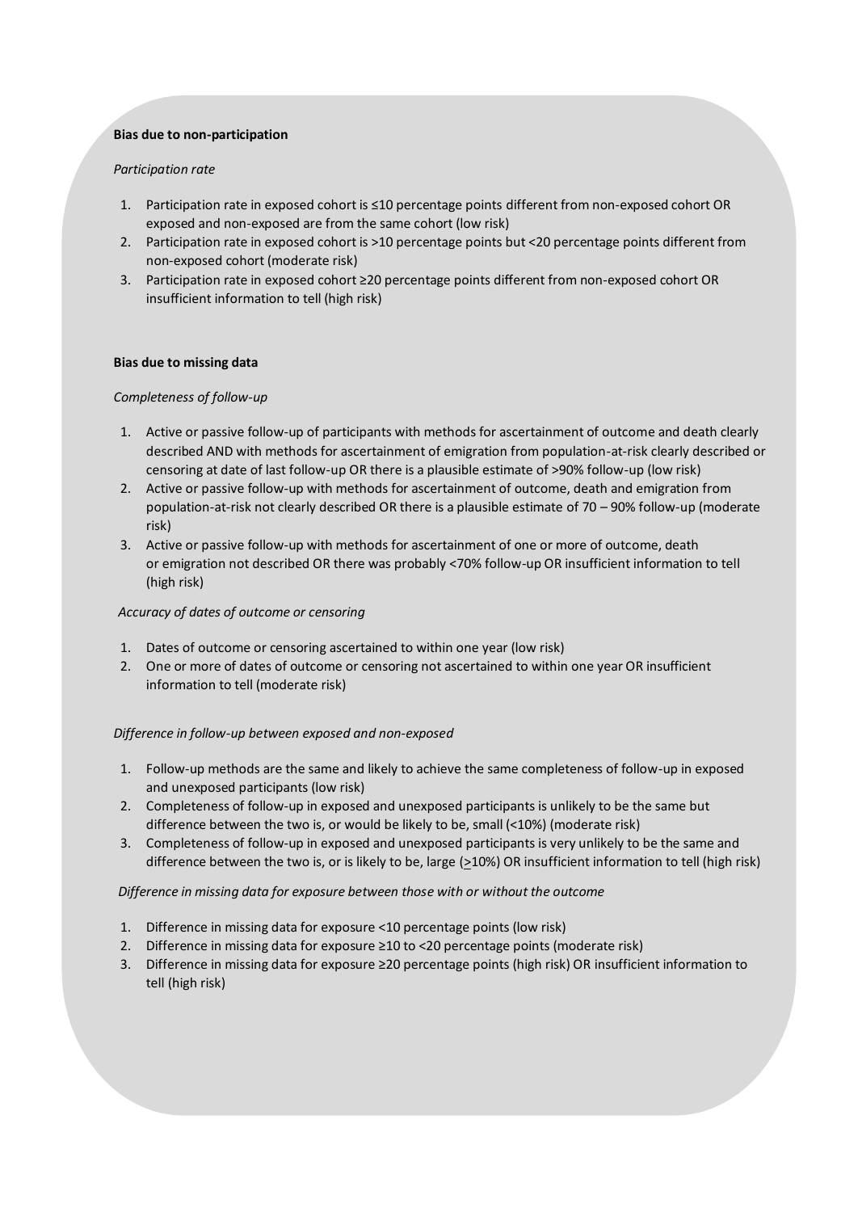**Bias due to non-participation**

*Participation rate*

1. Participation rate in exposed cohort is ≤10 percentage points different from non-exposed cohort OR exposed and non-exposed are from the same cohort (low risk)
2. Participation rate in exposed cohort is >10 percentage points but <20 percentage points different from non-exposed cohort (moderate risk)
3. Participation rate in exposed cohort ≥20 percentage points different from non-exposed cohort OR insufficient information to tell (high risk)

**Bias due to missing data**

*Completeness of follow-up*

1. Active or passive follow-up of participants with methods for ascertainment of outcome and death clearly described AND with methods for ascertainment of emigration from population-at-risk clearly described or censoring at date of last follow-up OR there is a plausible estimate of >90% follow-up (low risk)
2. Active or passive follow-up with methods for ascertainment of outcome, death and emigration from population-at-risk not clearly described OR there is a plausible estimate of 70 – 90% follow-up (moderate risk)
3. Active or passive follow-up with methods for ascertainment of one or more of outcome, death or emigration not described OR there was probably <70% follow-up OR insufficient information to tell (high risk)

*Accuracy of dates of outcome or censoring*

1. Dates of outcome or censoring ascertained to within one year (low risk)
2. One or more of dates of outcome or censoring not ascertained to within one year OR insufficient information to tell (moderate risk)

*Difference in follow-up between exposed and non-exposed*

1. Follow-up methods are the same and likely to achieve the same completeness of follow-up in exposed and unexposed participants (low risk)
2. Completeness of follow-up in exposed and unexposed participants is unlikely to be the same but difference between the two is, or would be likely to be, small (<10%) (moderate risk)
3. Completeness of follow-up in exposed and unexposed participants is very unlikely to be the same and difference between the two is, or is likely to be, large (≥10%) OR insufficient information to tell (high risk)

*Difference in missing data for exposure between those with or without the outcome*

1. Difference in missing data for exposure <10 percentage points (low risk)
2. Difference in missing data for exposure ≥10 to <20 percentage points (moderate risk)
3. Difference in missing data for exposure ≥20 percentage points (high risk) OR insufficient information to tell (high risk)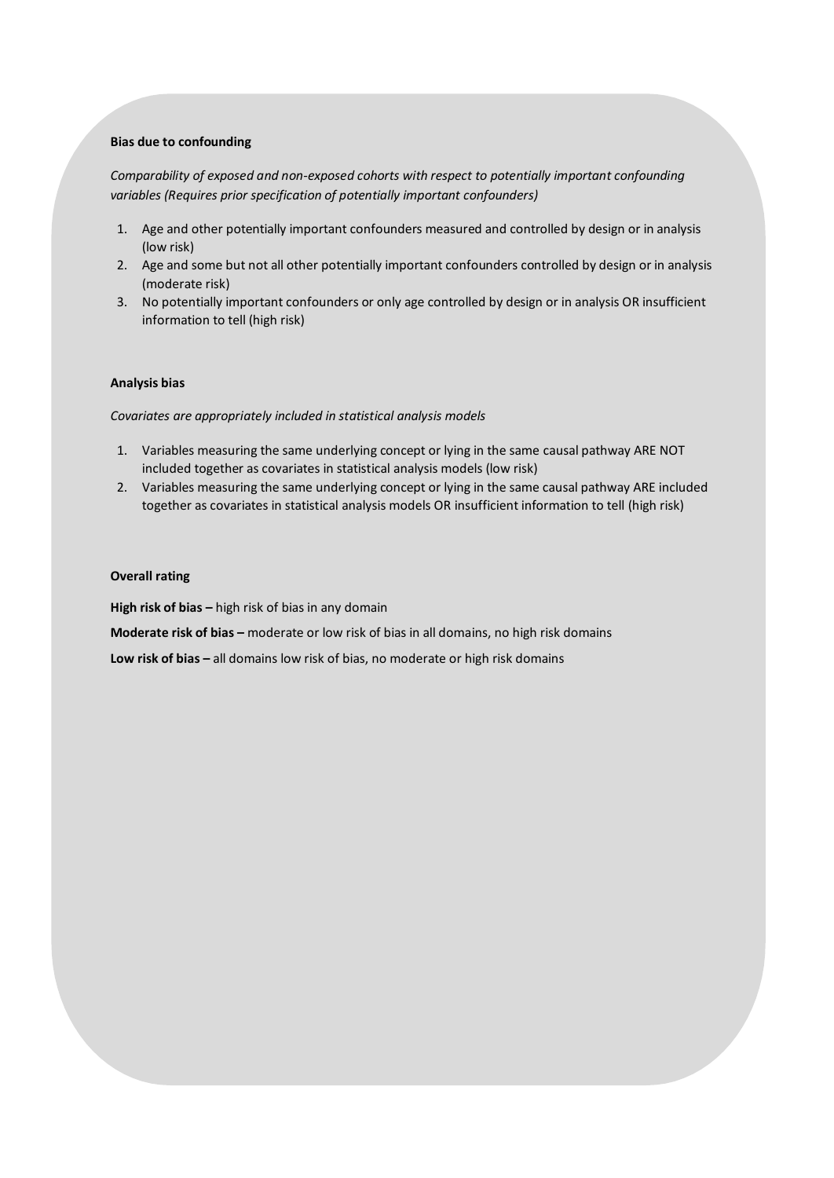**Bias due to confounding**

*Comparability of exposed and non-exposed cohorts with respect to potentially important confounding variables (Requires prior specification of potentially important confounders)*

1. Age and other potentially important confounders measured and controlled by design or in analysis (low risk)
2. Age and some but not all other potentially important confounders controlled by design or in analysis (moderate risk)
3. No potentially important confounders or only age controlled by design or in analysis OR insufficient information to tell (high risk)

**Analysis bias**

*Covariates are appropriately included in statistical analysis models*

1. Variables measuring the same underlying concept or lying in the same causal pathway ARE NOT included together as covariates in statistical analysis models (low risk)
2. Variables measuring the same underlying concept or lying in the same causal pathway ARE included together as covariates in statistical analysis models OR insufficient information to tell (high risk)

**Overall rating**

**High risk of bias –** high risk of bias in any domain

**Moderate risk of bias –** moderate or low risk of bias in all domains, no high risk domains

**Low risk of bias –** all domains low risk of bias, no moderate or high risk domains